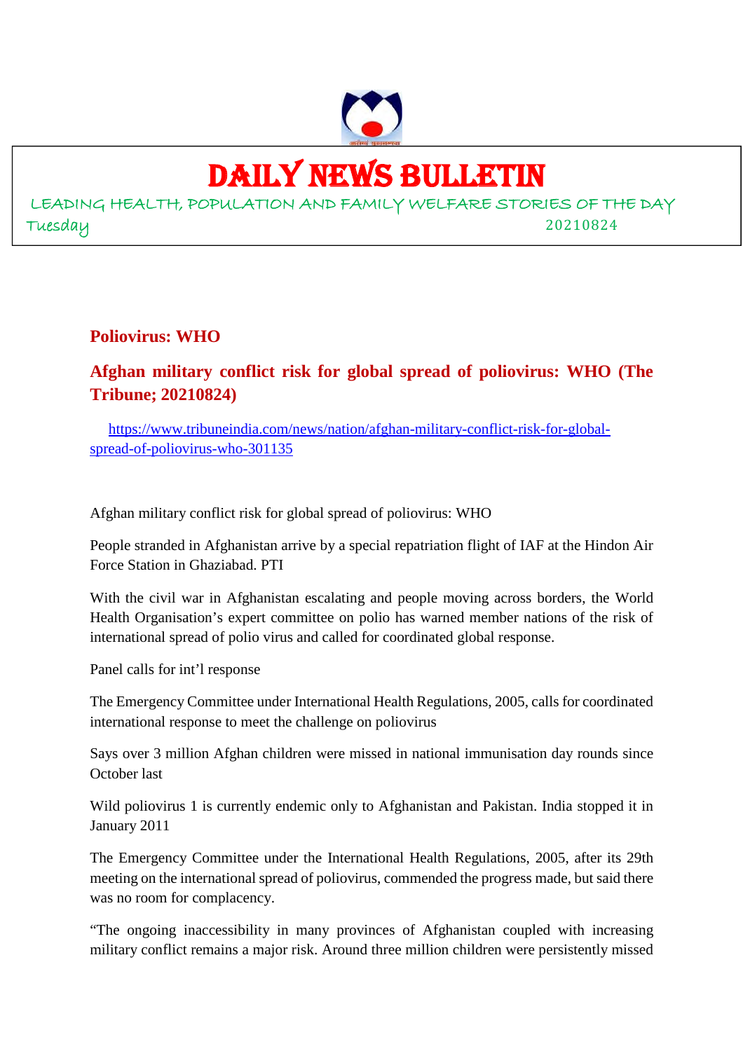# DAILY NEWS BULLETIN

LEADING HEALTH, POPULATION AND FAMILY WELFARE STORIES OF THE DAY

Tuesday 20210824

## Poliovirus: WHO

## Afghan military conflict risk for global spread of poliovirus: WHO (The Tribune; 20210824)

https://www.tribuneindia.com/news/nation/afghan-military-conflict-risk-for-global-spread-of-poliovirus-who-301135

Afghan military conflict risk for global spread of poliovirus: WHO

People stranded in Afghanistan arrive by a special repatriation flight of IAF at the Hindon Air Force Station in Ghaziabad. PTI

With the civil war in Afghanistan escalating and people moving across borders, the World Health Organisation's expert committee on polio has warned member nations of the risk of international spread of polio virus and called for coordinated global response.

Panel calls for int'l response

The Emergency Committee under International Health Regulations, 2005, calls for coordinated international response to meet the challenge on poliovirus

Says over 3 million Afghan children were missed in national immunisation day rounds since October last

Wild poliovirus 1 is currently endemic only to Afghanistan and Pakistan. India stopped it in January 2011

The Emergency Committee under the International Health Regulations, 2005, after its 29th meeting on the international spread of poliovirus, commended the progress made, but said there was no room for complacency.

"The ongoing inaccessibility in many provinces of Afghanistan coupled with increasing military conflict remains a major risk. Around three million children were persistently missed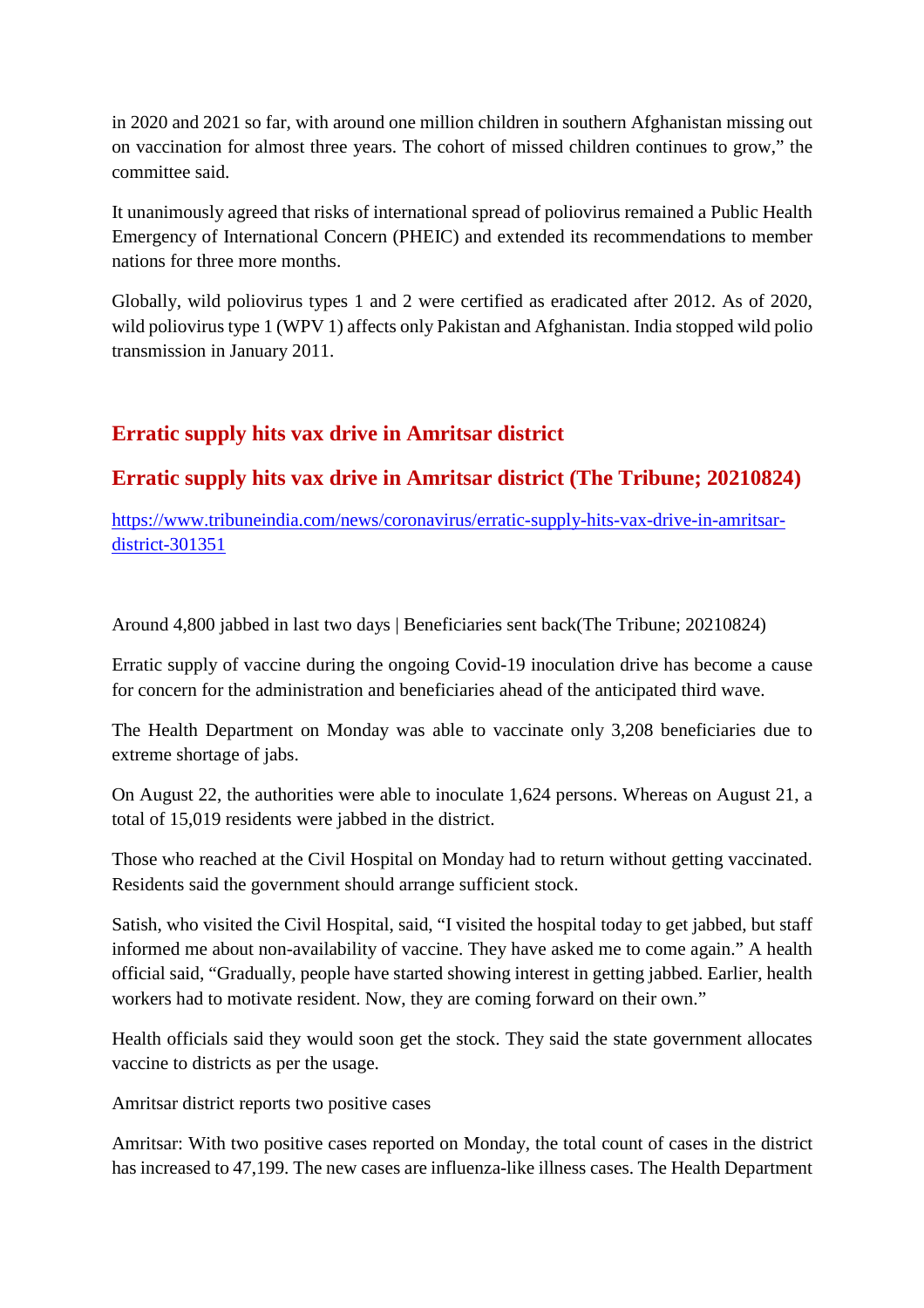in 2020 and 2021 so far, with around one million children in southern Afghanistan missing out on vaccination for almost three years. The cohort of missed children continues to grow," the committee said.

It unanimously agreed that risks of international spread of poliovirus remained a Public Health Emergency of International Concern (PHEIC) and extended its recommendations to member nations for three more months.

Globally, wild poliovirus types 1 and 2 were certified as eradicated after 2012. As of 2020, wild poliovirus type 1 (WPV 1) affects only Pakistan and Afghanistan. India stopped wild polio transmission in January 2011.

## Erratic supply hits vax drive in Amritsar district

## Erratic supply hits vax drive in Amritsar district (The Tribune; 20210824)

https://www.tribuneindia.com/news/coronavirus/erratic-supply-hits-vax-drive-in-amritsar-district-301351

Around 4,800 jabbed in last two days | Beneficiaries sent back(The Tribune; 20210824)

Erratic supply of vaccine during the ongoing Covid-19 inoculation drive has become a cause for concern for the administration and beneficiaries ahead of the anticipated third wave.

The Health Department on Monday was able to vaccinate only 3,208 beneficiaries due to extreme shortage of jabs.

On August 22, the authorities were able to inoculate 1,624 persons. Whereas on August 21, a total of 15,019 residents were jabbed in the district.

Those who reached at the Civil Hospital on Monday had to return without getting vaccinated. Residents said the government should arrange sufficient stock.

Satish, who visited the Civil Hospital, said, "I visited the hospital today to get jabbed, but staff informed me about non-availability of vaccine. They have asked me to come again." A health official said, "Gradually, people have started showing interest in getting jabbed. Earlier, health workers had to motivate resident. Now, they are coming forward on their own."

Health officials said they would soon get the stock. They said the state government allocates vaccine to districts as per the usage.

Amritsar district reports two positive cases

Amritsar: With two positive cases reported on Monday, the total count of cases in the district has increased to 47,199. The new cases are influenza-like illness cases. The Health Department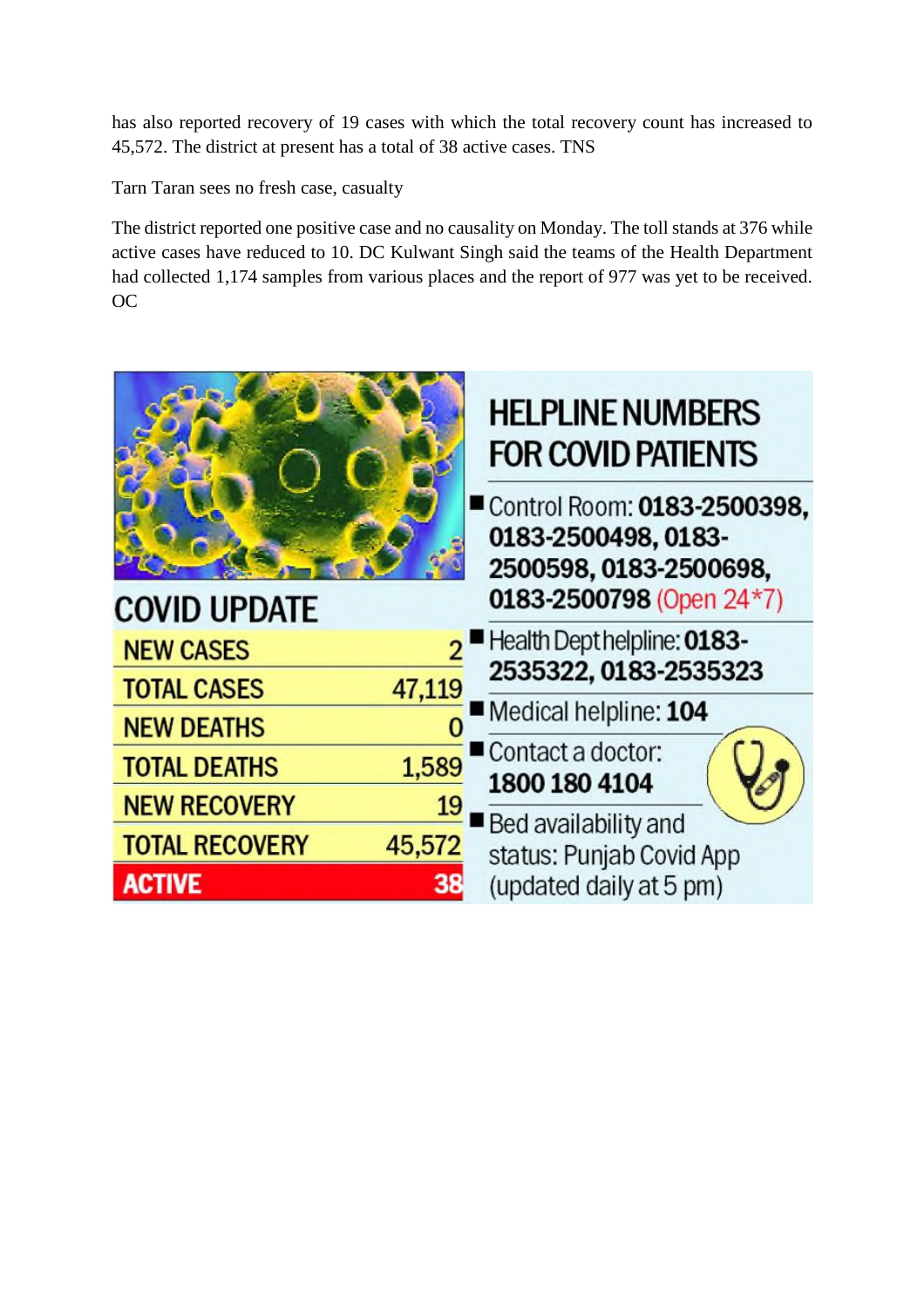has also reported recovery of 19 cases with which the total recovery count has increased to 45,572. The district at present has a total of 38 active cases. TNS

Tarn Taran sees no fresh case, casualty

The district reported one positive case and no causality on Monday. The toll stands at 376 while active cases have reduced to 10. DC Kulwant Singh said the teams of the Health Department had collected 1,174 samples from various places and the report of 977 was yet to be received. OC

## COVID UPDATE

| NEW CASES | 2 |
|---|---|
| TOTAL CASES | 47,119 |
| NEW DEATHS | 0 |
| TOTAL DEATHS | 1,589 |
| NEW RECOVERY | 19 |
| TOTAL RECOVERY | 45,572 |
| ACTIVE | 38 |

## HELPLINE NUMBERS FOR COVID PATIENTS

- Control Room: **0183-2500398, 0183-2500498, 0183-2500598, 0183-2500698, 0183-2500798** (Open 24*7)
- Health Dept helpline: **0183-2535322, 0183-2535323**
- Medical helpline: **104**
- Contact a doctor: **1800 180 4104**
- Bed availability and status: Punjab Covid App (updated daily at 5 pm)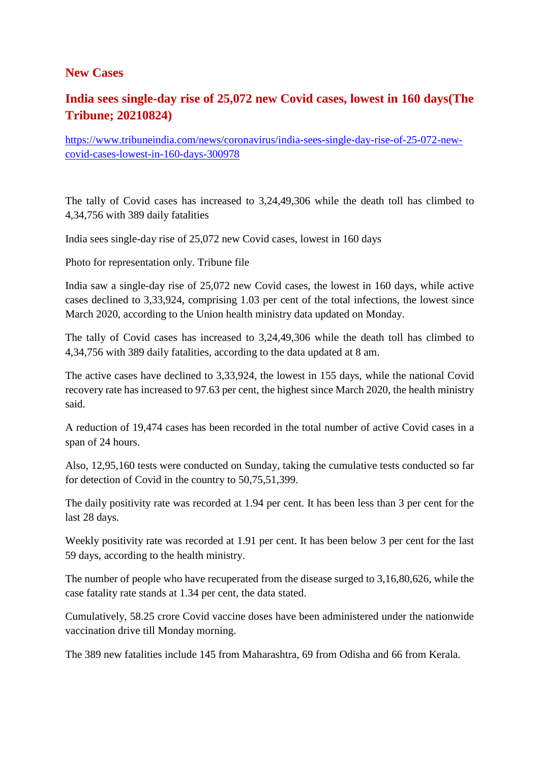## New Cases

### India sees single-day rise of 25,072 new Covid cases, lowest in 160 days(The Tribune; 20210824)

https://www.tribuneindia.com/news/coronavirus/india-sees-single-day-rise-of-25-072-new-covid-cases-lowest-in-160-days-300978

The tally of Covid cases has increased to 3,24,49,306 while the death toll has climbed to 4,34,756 with 389 daily fatalities

India sees single-day rise of 25,072 new Covid cases, lowest in 160 days

Photo for representation only. Tribune file

India saw a single-day rise of 25,072 new Covid cases, the lowest in 160 days, while active cases declined to 3,33,924, comprising 1.03 per cent of the total infections, the lowest since March 2020, according to the Union health ministry data updated on Monday.

The tally of Covid cases has increased to 3,24,49,306 while the death toll has climbed to 4,34,756 with 389 daily fatalities, according to the data updated at 8 am.

The active cases have declined to 3,33,924, the lowest in 155 days, while the national Covid recovery rate has increased to 97.63 per cent, the highest since March 2020, the health ministry said.

A reduction of 19,474 cases has been recorded in the total number of active Covid cases in a span of 24 hours.

Also, 12,95,160 tests were conducted on Sunday, taking the cumulative tests conducted so far for detection of Covid in the country to 50,75,51,399.

The daily positivity rate was recorded at 1.94 per cent. It has been less than 3 per cent for the last 28 days.

Weekly positivity rate was recorded at 1.91 per cent. It has been below 3 per cent for the last 59 days, according to the health ministry.

The number of people who have recuperated from the disease surged to 3,16,80,626, while the case fatality rate stands at 1.34 per cent, the data stated.

Cumulatively, 58.25 crore Covid vaccine doses have been administered under the nationwide vaccination drive till Monday morning.

The 389 new fatalities include 145 from Maharashtra, 69 from Odisha and 66 from Kerala.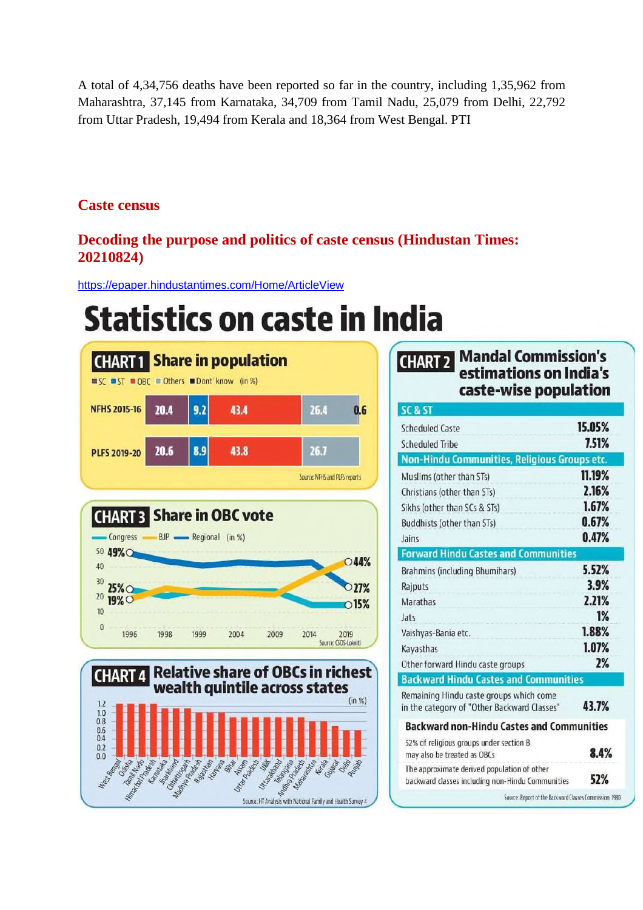A total of 4,34,756 deaths have been reported so far in the country, including 1,35,962 from Maharashtra, 37,145 from Karnataka, 34,709 from Tamil Nadu, 25,079 from Delhi, 22,792 from Uttar Pradesh, 19,494 from Kerala and 18,364 from West Bengal. PTI

## Caste census

## Decoding the purpose and politics of caste census (Hindustan Times: 20210824)

https://epaper.hindustantimes.com/Home/ArticleView

# Statistics on caste in India

### CHART 1 Share in population

SC | ST | OBC | Others | Dont' know (in %)

| | SC | ST | OBC | Others | Dont' know |
|---|---|---|---|---|---|
| NFHS 2015-16 | 20.4 | 9.2 | 43.4 | 26.4 | 0.6 |
| PLFS 2019-20 | 20.6 | 8.9 | 43.8 | 26.7 | |

Source: NFHS and PLFS reports

### CHART 2 Mandal Commission's estimations on India's caste-wise population

| SC & ST | |
|---|---|
| Scheduled Caste | 15.05% |
| Scheduled Tribe | 7.51% |
| **Non-Hindu Communities, Religious Groups etc.** | |
| Muslims (other than STs) | 11.19% |
| Christians (other than STs) | 2.16% |
| Sikhs (other than SCs & STs) | 1.67% |
| Buddhists (other than STs) | 0.67% |
| Jains | 0.47% |
| **Forward Hindu Castes and Communities** | |
| Brahmins (including Bhumihars) | 5.52% |
| Rajputs | 3.9% |
| Marathas | 2.21% |
| Jats | 1% |
| Vaishyas-Bania etc. | 1.88% |
| Kayasthas | 1.07% |
| Other forward Hindu caste groups | 2% |
| **Backward Hindu Castes and Communities** | |
| Remaining Hindu caste groups which come in the category of "Other Backward Classes" | 43.7% |
| **Backward non-Hindu Castes and Communities** | |
| 52% of religious groups under section B may also be treated as OBCs | 8.4% |
| The approximate derived population of other backward classes including non-Hindu Communities | 52% |

Source: Report of the Backward Classes Commission, 1980

### CHART 3 Share in OBC vote

Congress | BJP | Regional (in %)

1996: Regional 49%, Congress 25%, BJP 19%
2019: BJP 44%, Regional 27%, Congress 15%

Years: 1996, 1998, 1999, 2004, 2009, 2014, 2019

Source: CSDS-Lokniti

### CHART 4 Relative share of OBCs in richest wealth quintile across states

(in %)

West Bengal, Odisha, Tamil Nadu, Himachal Pradesh, Karnataka, Jharkhand, Chhattisgarh, Madhya Pradesh, Rajasthan, Haryana, Bihar, Assam, Uttar Pradesh, J&K, Uttarakhand, Telangana, Andhra Pradesh, Maharashtra, Kerala, Gujarat, Delhi, Punjab

Source: HT Analysis with National Family and Health Survey 4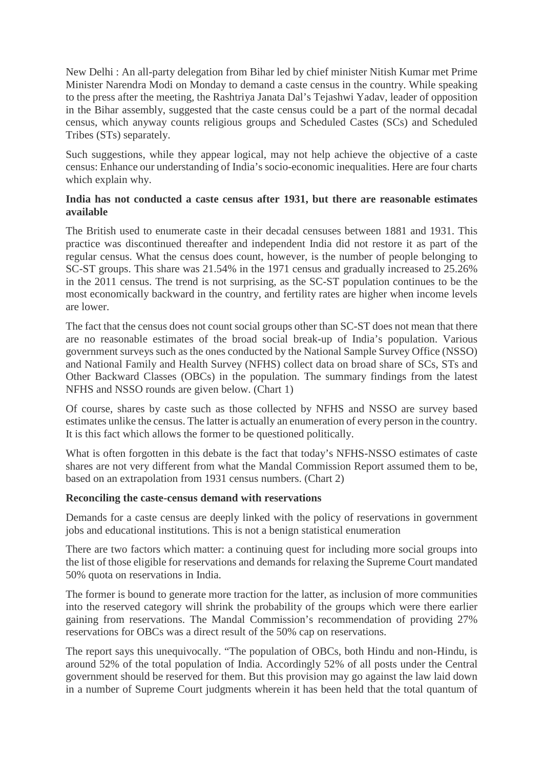New Delhi : An all-party delegation from Bihar led by chief minister Nitish Kumar met Prime Minister Narendra Modi on Monday to demand a caste census in the country. While speaking to the press after the meeting, the Rashtriya Janata Dal's Tejashwi Yadav, leader of opposition in the Bihar assembly, suggested that the caste census could be a part of the normal decadal census, which anyway counts religious groups and Scheduled Castes (SCs) and Scheduled Tribes (STs) separately.

Such suggestions, while they appear logical, may not help achieve the objective of a caste census: Enhance our understanding of India's socio-economic inequalities. Here are four charts which explain why.

**India has not conducted a caste census after 1931, but there are reasonable estimates available**

The British used to enumerate caste in their decadal censuses between 1881 and 1931. This practice was discontinued thereafter and independent India did not restore it as part of the regular census. What the census does count, however, is the number of people belonging to SC-ST groups. This share was 21.54% in the 1971 census and gradually increased to 25.26% in the 2011 census. The trend is not surprising, as the SC-ST population continues to be the most economically backward in the country, and fertility rates are higher when income levels are lower.

The fact that the census does not count social groups other than SC-ST does not mean that there are no reasonable estimates of the broad social break-up of India's population. Various government surveys such as the ones conducted by the National Sample Survey Office (NSSO) and National Family and Health Survey (NFHS) collect data on broad share of SCs, STs and Other Backward Classes (OBCs) in the population. The summary findings from the latest NFHS and NSSO rounds are given below. (Chart 1)

Of course, shares by caste such as those collected by NFHS and NSSO are survey based estimates unlike the census. The latter is actually an enumeration of every person in the country. It is this fact which allows the former to be questioned politically.

What is often forgotten in this debate is the fact that today's NFHS-NSSO estimates of caste shares are not very different from what the Mandal Commission Report assumed them to be, based on an extrapolation from 1931 census numbers. (Chart 2)

**Reconciling the caste-census demand with reservations**

Demands for a caste census are deeply linked with the policy of reservations in government jobs and educational institutions. This is not a benign statistical enumeration

There are two factors which matter: a continuing quest for including more social groups into the list of those eligible for reservations and demands for relaxing the Supreme Court mandated 50% quota on reservations in India.

The former is bound to generate more traction for the latter, as inclusion of more communities into the reserved category will shrink the probability of the groups which were there earlier gaining from reservations. The Mandal Commission's recommendation of providing 27% reservations for OBCs was a direct result of the 50% cap on reservations.

The report says this unequivocally. "The population of OBCs, both Hindu and non-Hindu, is around 52% of the total population of India. Accordingly 52% of all posts under the Central government should be reserved for them. But this provision may go against the law laid down in a number of Supreme Court judgments wherein it has been held that the total quantum of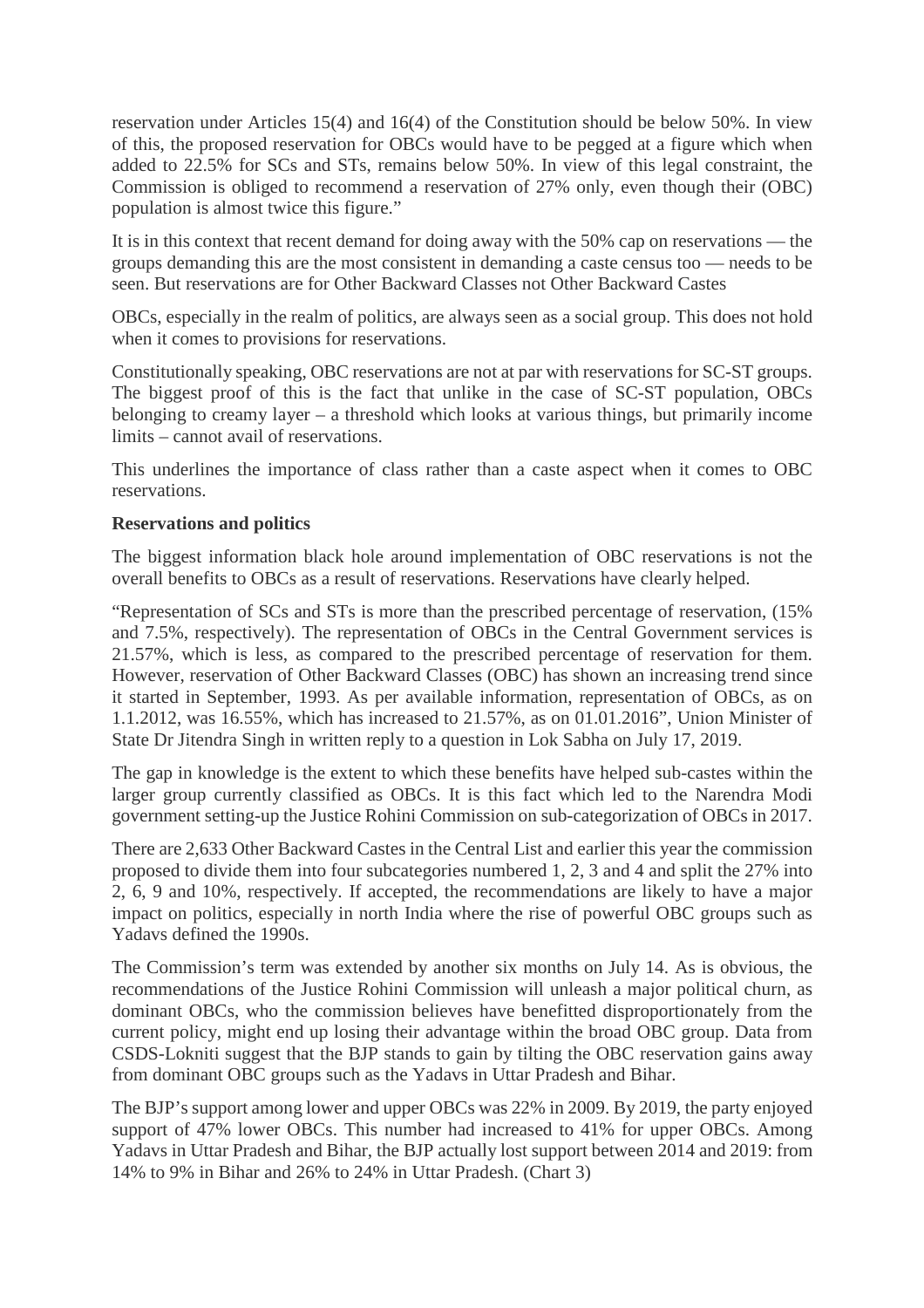reservation under Articles 15(4) and 16(4) of the Constitution should be below 50%. In view of this, the proposed reservation for OBCs would have to be pegged at a figure which when added to 22.5% for SCs and STs, remains below 50%. In view of this legal constraint, the Commission is obliged to recommend a reservation of 27% only, even though their (OBC) population is almost twice this figure."

It is in this context that recent demand for doing away with the 50% cap on reservations — the groups demanding this are the most consistent in demanding a caste census too — needs to be seen. But reservations are for Other Backward Classes not Other Backward Castes

OBCs, especially in the realm of politics, are always seen as a social group. This does not hold when it comes to provisions for reservations.

Constitutionally speaking, OBC reservations are not at par with reservations for SC-ST groups. The biggest proof of this is the fact that unlike in the case of SC-ST population, OBCs belonging to creamy layer – a threshold which looks at various things, but primarily income limits – cannot avail of reservations.

This underlines the importance of class rather than a caste aspect when it comes to OBC reservations.

**Reservations and politics**

The biggest information black hole around implementation of OBC reservations is not the overall benefits to OBCs as a result of reservations. Reservations have clearly helped.

"Representation of SCs and STs is more than the prescribed percentage of reservation, (15% and 7.5%, respectively). The representation of OBCs in the Central Government services is 21.57%, which is less, as compared to the prescribed percentage of reservation for them. However, reservation of Other Backward Classes (OBC) has shown an increasing trend since it started in September, 1993. As per available information, representation of OBCs, as on 1.1.2012, was 16.55%, which has increased to 21.57%, as on 01.01.2016", Union Minister of State Dr Jitendra Singh in written reply to a question in Lok Sabha on July 17, 2019.

The gap in knowledge is the extent to which these benefits have helped sub-castes within the larger group currently classified as OBCs. It is this fact which led to the Narendra Modi government setting-up the Justice Rohini Commission on sub-categorization of OBCs in 2017.

There are 2,633 Other Backward Castes in the Central List and earlier this year the commission proposed to divide them into four subcategories numbered 1, 2, 3 and 4 and split the 27% into 2, 6, 9 and 10%, respectively. If accepted, the recommendations are likely to have a major impact on politics, especially in north India where the rise of powerful OBC groups such as Yadavs defined the 1990s.

The Commission's term was extended by another six months on July 14. As is obvious, the recommendations of the Justice Rohini Commission will unleash a major political churn, as dominant OBCs, who the commission believes have benefitted disproportionately from the current policy, might end up losing their advantage within the broad OBC group. Data from CSDS-Lokniti suggest that the BJP stands to gain by tilting the OBC reservation gains away from dominant OBC groups such as the Yadavs in Uttar Pradesh and Bihar.

The BJP's support among lower and upper OBCs was 22% in 2009. By 2019, the party enjoyed support of 47% lower OBCs. This number had increased to 41% for upper OBCs. Among Yadavs in Uttar Pradesh and Bihar, the BJP actually lost support between 2014 and 2019: from 14% to 9% in Bihar and 26% to 24% in Uttar Pradesh. (Chart 3)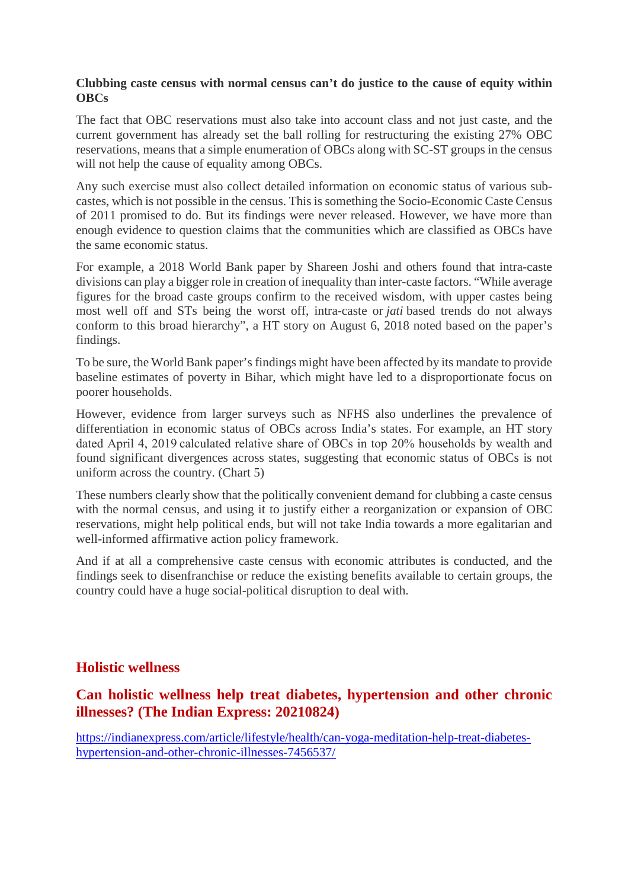**Clubbing caste census with normal census can't do justice to the cause of equity within OBCs**

The fact that OBC reservations must also take into account class and not just caste, and the current government has already set the ball rolling for restructuring the existing 27% OBC reservations, means that a simple enumeration of OBCs along with SC-ST groups in the census will not help the cause of equality among OBCs.

Any such exercise must also collect detailed information on economic status of various sub-castes, which is not possible in the census. This is something the Socio-Economic Caste Census of 2011 promised to do. But its findings were never released. However, we have more than enough evidence to question claims that the communities which are classified as OBCs have the same economic status.

For example, a 2018 World Bank paper by Shareen Joshi and others found that intra-caste divisions can play a bigger role in creation of inequality than inter-caste factors. "While average figures for the broad caste groups confirm to the received wisdom, with upper castes being most well off and STs being the worst off, intra-caste or *jati* based trends do not always conform to this broad hierarchy", a HT story on August 6, 2018 noted based on the paper's findings.

To be sure, the World Bank paper's findings might have been affected by its mandate to provide baseline estimates of poverty in Bihar, which might have led to a disproportionate focus on poorer households.

However, evidence from larger surveys such as NFHS also underlines the prevalence of differentiation in economic status of OBCs across India's states. For example, an HT story dated April 4, 2019 calculated relative share of OBCs in top 20% households by wealth and found significant divergences across states, suggesting that economic status of OBCs is not uniform across the country. (Chart 5)

These numbers clearly show that the politically convenient demand for clubbing a caste census with the normal census, and using it to justify either a reorganization or expansion of OBC reservations, might help political ends, but will not take India towards a more egalitarian and well-informed affirmative action policy framework.

And if at all a comprehensive caste census with economic attributes is conducted, and the findings seek to disenfranchise or reduce the existing benefits available to certain groups, the country could have a huge social-political disruption to deal with.

## Holistic wellness

## Can holistic wellness help treat diabetes, hypertension and other chronic illnesses? (The Indian Express: 20210824)

https://indianexpress.com/article/lifestyle/health/can-yoga-meditation-help-treat-diabetes-hypertension-and-other-chronic-illnesses-7456537/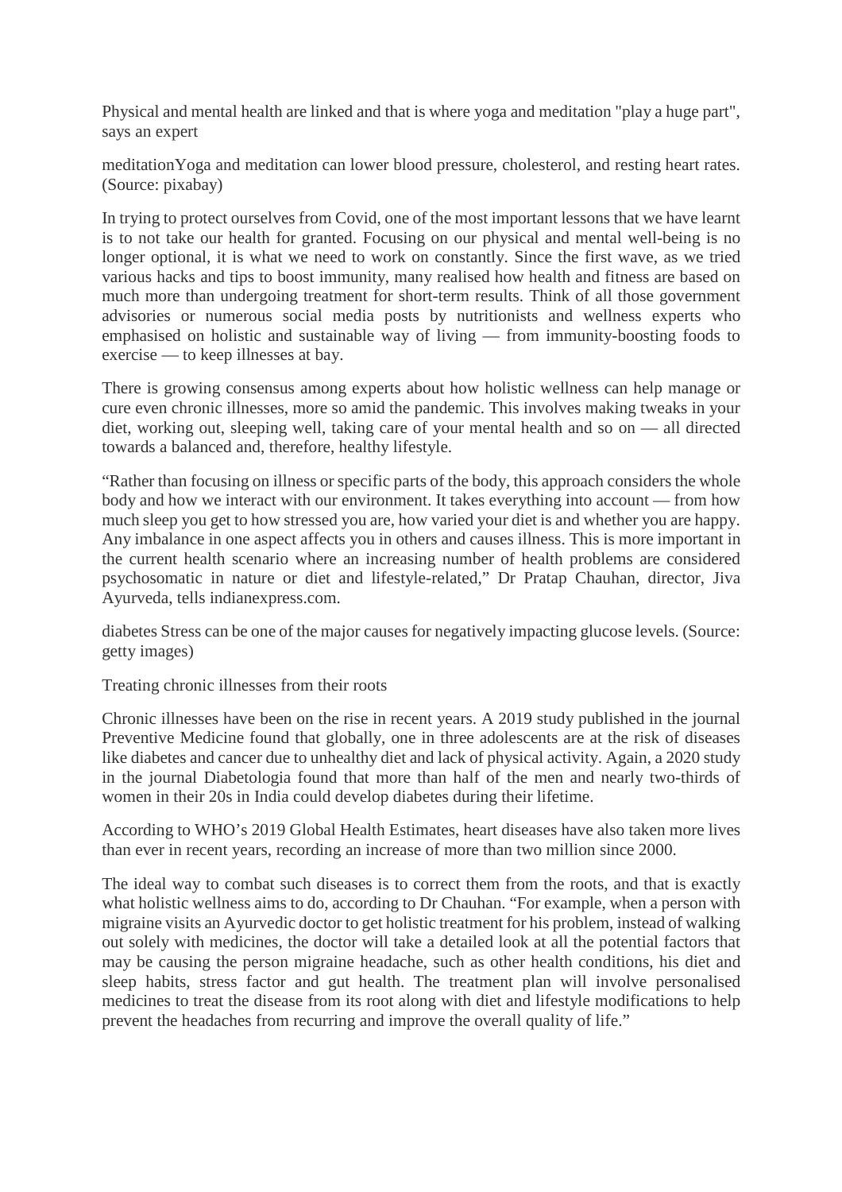Physical and mental health are linked and that is where yoga and meditation "play a huge part", says an expert

meditationYoga and meditation can lower blood pressure, cholesterol, and resting heart rates. (Source: pixabay)

In trying to protect ourselves from Covid, one of the most important lessons that we have learnt is to not take our health for granted. Focusing on our physical and mental well-being is no longer optional, it is what we need to work on constantly. Since the first wave, as we tried various hacks and tips to boost immunity, many realised how health and fitness are based on much more than undergoing treatment for short-term results. Think of all those government advisories or numerous social media posts by nutritionists and wellness experts who emphasised on holistic and sustainable way of living — from immunity-boosting foods to exercise — to keep illnesses at bay.

There is growing consensus among experts about how holistic wellness can help manage or cure even chronic illnesses, more so amid the pandemic. This involves making tweaks in your diet, working out, sleeping well, taking care of your mental health and so on — all directed towards a balanced and, therefore, healthy lifestyle.

“Rather than focusing on illness or specific parts of the body, this approach considers the whole body and how we interact with our environment. It takes everything into account — from how much sleep you get to how stressed you are, how varied your diet is and whether you are happy. Any imbalance in one aspect affects you in others and causes illness. This is more important in the current health scenario where an increasing number of health problems are considered psychosomatic in nature or diet and lifestyle-related,” Dr Pratap Chauhan, director, Jiva Ayurveda, tells indianexpress.com.

diabetes Stress can be one of the major causes for negatively impacting glucose levels. (Source: getty images)

Treating chronic illnesses from their roots

Chronic illnesses have been on the rise in recent years. A 2019 study published in the journal Preventive Medicine found that globally, one in three adolescents are at the risk of diseases like diabetes and cancer due to unhealthy diet and lack of physical activity. Again, a 2020 study in the journal Diabetologia found that more than half of the men and nearly two-thirds of women in their 20s in India could develop diabetes during their lifetime.

According to WHO’s 2019 Global Health Estimates, heart diseases have also taken more lives than ever in recent years, recording an increase of more than two million since 2000.

The ideal way to combat such diseases is to correct them from the roots, and that is exactly what holistic wellness aims to do, according to Dr Chauhan. “For example, when a person with migraine visits an Ayurvedic doctor to get holistic treatment for his problem, instead of walking out solely with medicines, the doctor will take a detailed look at all the potential factors that may be causing the person migraine headache, such as other health conditions, his diet and sleep habits, stress factor and gut health. The treatment plan will involve personalised medicines to treat the disease from its root along with diet and lifestyle modifications to help prevent the headaches from recurring and improve the overall quality of life.”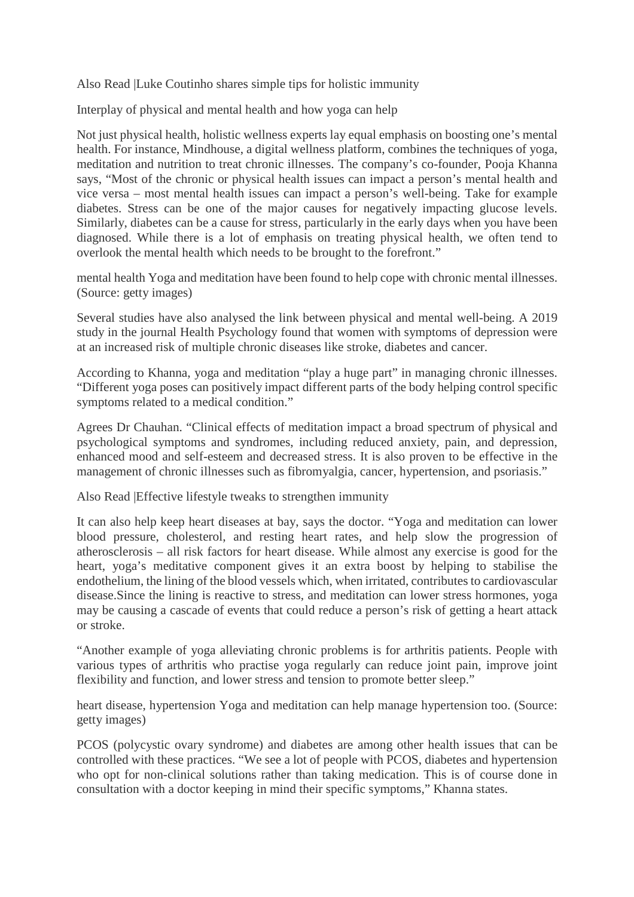Also Read |Luke Coutinho shares simple tips for holistic immunity

Interplay of physical and mental health and how yoga can help

Not just physical health, holistic wellness experts lay equal emphasis on boosting one's mental health. For instance, Mindhouse, a digital wellness platform, combines the techniques of yoga, meditation and nutrition to treat chronic illnesses. The company's co-founder, Pooja Khanna says, "Most of the chronic or physical health issues can impact a person's mental health and vice versa – most mental health issues can impact a person's well-being. Take for example diabetes. Stress can be one of the major causes for negatively impacting glucose levels. Similarly, diabetes can be a cause for stress, particularly in the early days when you have been diagnosed. While there is a lot of emphasis on treating physical health, we often tend to overlook the mental health which needs to be brought to the forefront."

mental health Yoga and meditation have been found to help cope with chronic mental illnesses. (Source: getty images)

Several studies have also analysed the link between physical and mental well-being. A 2019 study in the journal Health Psychology found that women with symptoms of depression were at an increased risk of multiple chronic diseases like stroke, diabetes and cancer.

According to Khanna, yoga and meditation "play a huge part" in managing chronic illnesses. "Different yoga poses can positively impact different parts of the body helping control specific symptoms related to a medical condition."

Agrees Dr Chauhan. "Clinical effects of meditation impact a broad spectrum of physical and psychological symptoms and syndromes, including reduced anxiety, pain, and depression, enhanced mood and self-esteem and decreased stress. It is also proven to be effective in the management of chronic illnesses such as fibromyalgia, cancer, hypertension, and psoriasis."

Also Read |Effective lifestyle tweaks to strengthen immunity

It can also help keep heart diseases at bay, says the doctor. "Yoga and meditation can lower blood pressure, cholesterol, and resting heart rates, and help slow the progression of atherosclerosis – all risk factors for heart disease. While almost any exercise is good for the heart, yoga's meditative component gives it an extra boost by helping to stabilise the endothelium, the lining of the blood vessels which, when irritated, contributes to cardiovascular disease.Since the lining is reactive to stress, and meditation can lower stress hormones, yoga may be causing a cascade of events that could reduce a person's risk of getting a heart attack or stroke.

"Another example of yoga alleviating chronic problems is for arthritis patients. People with various types of arthritis who practise yoga regularly can reduce joint pain, improve joint flexibility and function, and lower stress and tension to promote better sleep."

heart disease, hypertension Yoga and meditation can help manage hypertension too. (Source: getty images)

PCOS (polycystic ovary syndrome) and diabetes are among other health issues that can be controlled with these practices. "We see a lot of people with PCOS, diabetes and hypertension who opt for non-clinical solutions rather than taking medication. This is of course done in consultation with a doctor keeping in mind their specific symptoms," Khanna states.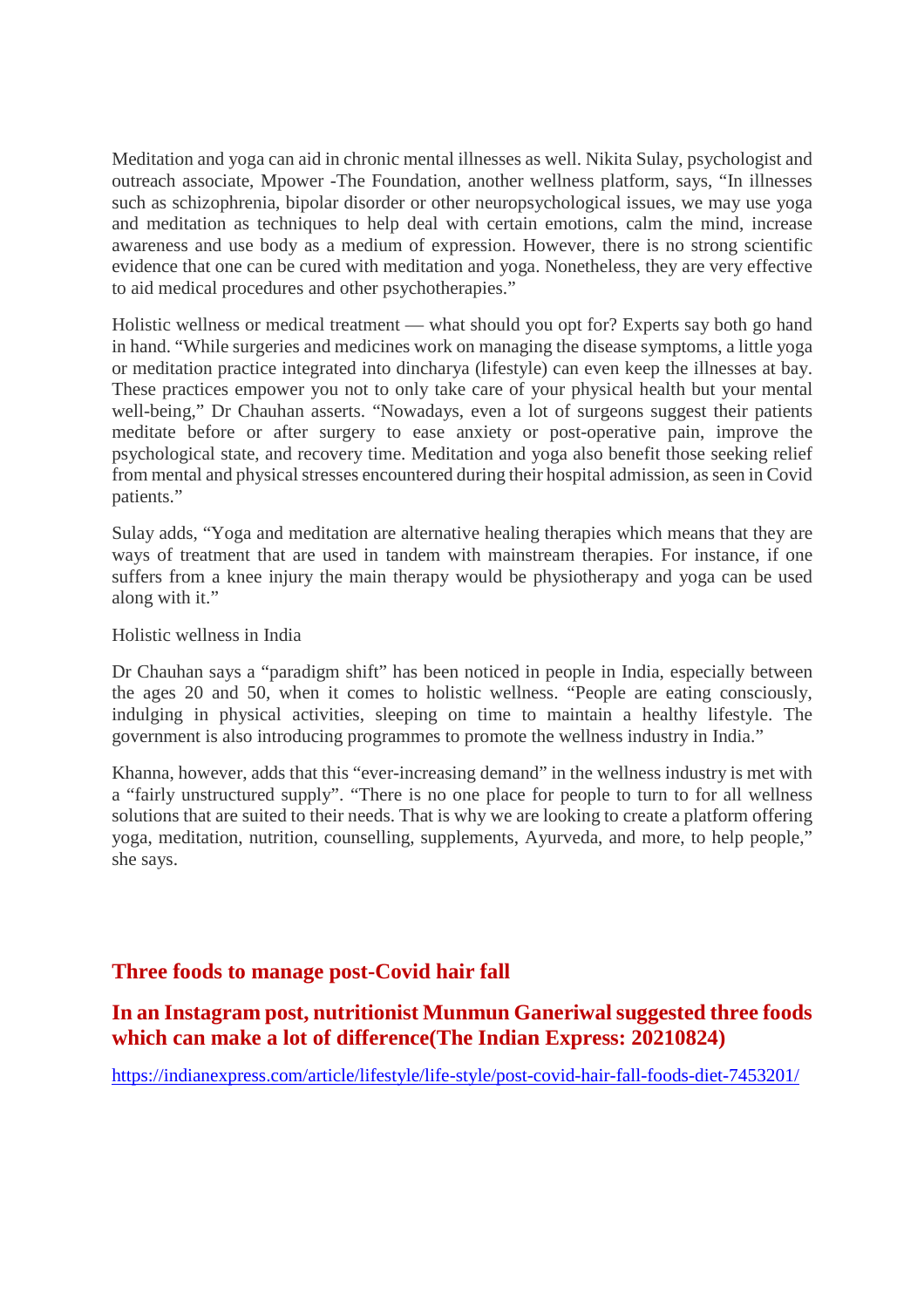Meditation and yoga can aid in chronic mental illnesses as well. Nikita Sulay, psychologist and outreach associate, Mpower -The Foundation, another wellness platform, says, "In illnesses such as schizophrenia, bipolar disorder or other neuropsychological issues, we may use yoga and meditation as techniques to help deal with certain emotions, calm the mind, increase awareness and use body as a medium of expression. However, there is no strong scientific evidence that one can be cured with meditation and yoga. Nonetheless, they are very effective to aid medical procedures and other psychotherapies."

Holistic wellness or medical treatment — what should you opt for? Experts say both go hand in hand. "While surgeries and medicines work on managing the disease symptoms, a little yoga or meditation practice integrated into dincharya (lifestyle) can even keep the illnesses at bay. These practices empower you not to only take care of your physical health but your mental well-being," Dr Chauhan asserts. "Nowadays, even a lot of surgeons suggest their patients meditate before or after surgery to ease anxiety or post-operative pain, improve the psychological state, and recovery time. Meditation and yoga also benefit those seeking relief from mental and physical stresses encountered during their hospital admission, as seen in Covid patients."

Sulay adds, "Yoga and meditation are alternative healing therapies which means that they are ways of treatment that are used in tandem with mainstream therapies. For instance, if one suffers from a knee injury the main therapy would be physiotherapy and yoga can be used along with it."

Holistic wellness in India

Dr Chauhan says a "paradigm shift" has been noticed in people in India, especially between the ages 20 and 50, when it comes to holistic wellness. "People are eating consciously, indulging in physical activities, sleeping on time to maintain a healthy lifestyle. The government is also introducing programmes to promote the wellness industry in India."

Khanna, however, adds that this "ever-increasing demand" in the wellness industry is met with a "fairly unstructured supply". "There is no one place for people to turn to for all wellness solutions that are suited to their needs. That is why we are looking to create a platform offering yoga, meditation, nutrition, counselling, supplements, Ayurveda, and more, to help people," she says.

## Three foods to manage post-Covid hair fall

## In an Instagram post, nutritionist Munmun Ganeriwal suggested three foods which can make a lot of difference(The Indian Express: 20210824)

https://indianexpress.com/article/lifestyle/life-style/post-covid-hair-fall-foods-diet-7453201/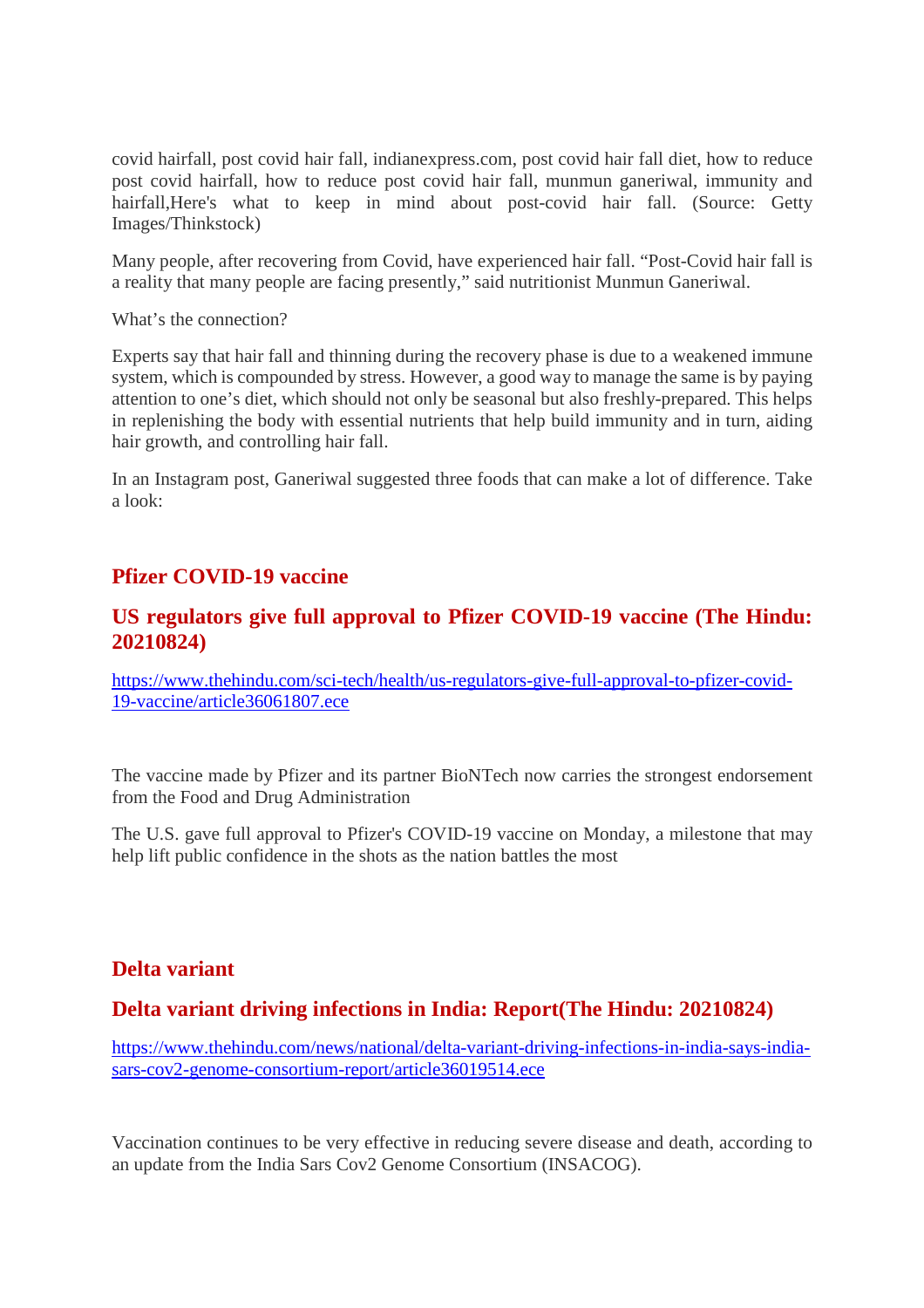covid hairfall, post covid hair fall, indianexpress.com, post covid hair fall diet, how to reduce post covid hairfall, how to reduce post covid hair fall, munmun ganeriwal, immunity and hairfall,Here's what to keep in mind about post-covid hair fall. (Source: Getty Images/Thinkstock)

Many people, after recovering from Covid, have experienced hair fall. "Post-Covid hair fall is a reality that many people are facing presently," said nutritionist Munmun Ganeriwal.

What's the connection?

Experts say that hair fall and thinning during the recovery phase is due to a weakened immune system, which is compounded by stress. However, a good way to manage the same is by paying attention to one's diet, which should not only be seasonal but also freshly-prepared. This helps in replenishing the body with essential nutrients that help build immunity and in turn, aiding hair growth, and controlling hair fall.

In an Instagram post, Ganeriwal suggested three foods that can make a lot of difference. Take a look:

## Pfizer COVID-19 vaccine

## US regulators give full approval to Pfizer COVID-19 vaccine (The Hindu: 20210824)

https://www.thehindu.com/sci-tech/health/us-regulators-give-full-approval-to-pfizer-covid-19-vaccine/article36061807.ece

The vaccine made by Pfizer and its partner BioNTech now carries the strongest endorsement from the Food and Drug Administration

The U.S. gave full approval to Pfizer's COVID-19 vaccine on Monday, a milestone that may help lift public confidence in the shots as the nation battles the most

## Delta variant

## Delta variant driving infections in India: Report(The Hindu: 20210824)

https://www.thehindu.com/news/national/delta-variant-driving-infections-in-india-says-india-sars-cov2-genome-consortium-report/article36019514.ece

Vaccination continues to be very effective in reducing severe disease and death, according to an update from the India Sars Cov2 Genome Consortium (INSACOG).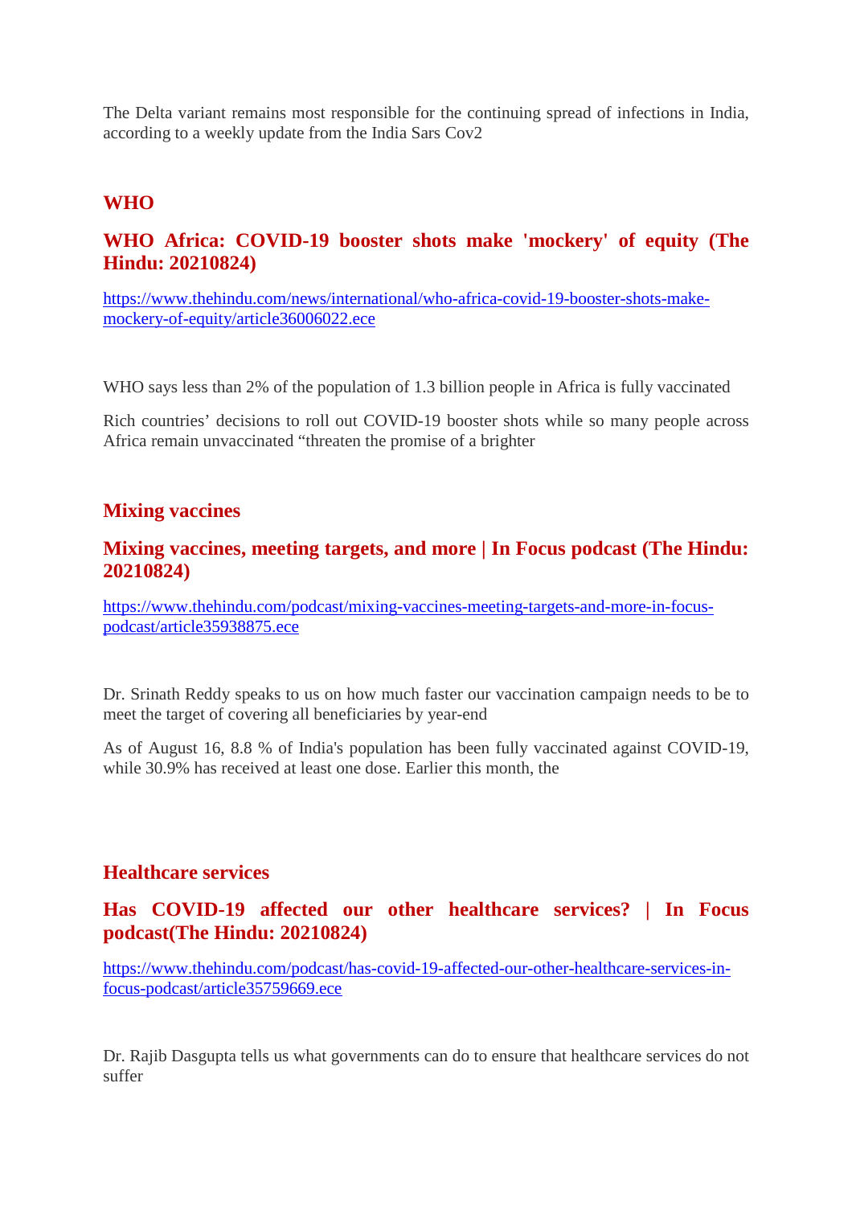The Delta variant remains most responsible for the continuing spread of infections in India, according to a weekly update from the India Sars Cov2

## WHO

### WHO Africa: COVID-19 booster shots make 'mockery' of equity (The Hindu: 20210824)

https://www.thehindu.com/news/international/who-africa-covid-19-booster-shots-make-mockery-of-equity/article36006022.ece

WHO says less than 2% of the population of 1.3 billion people in Africa is fully vaccinated

Rich countries' decisions to roll out COVID-19 booster shots while so many people across Africa remain unvaccinated "threaten the promise of a brighter

## Mixing vaccines

### Mixing vaccines, meeting targets, and more | In Focus podcast (The Hindu: 20210824)

https://www.thehindu.com/podcast/mixing-vaccines-meeting-targets-and-more-in-focus-podcast/article35938875.ece

Dr. Srinath Reddy speaks to us on how much faster our vaccination campaign needs to be to meet the target of covering all beneficiaries by year-end

As of August 16, 8.8 % of India's population has been fully vaccinated against COVID-19, while 30.9% has received at least one dose. Earlier this month, the

## Healthcare services

### Has COVID-19 affected our other healthcare services? | In Focus podcast(The Hindu: 20210824)

https://www.thehindu.com/podcast/has-covid-19-affected-our-other-healthcare-services-in-focus-podcast/article35759669.ece

Dr. Rajib Dasgupta tells us what governments can do to ensure that healthcare services do not suffer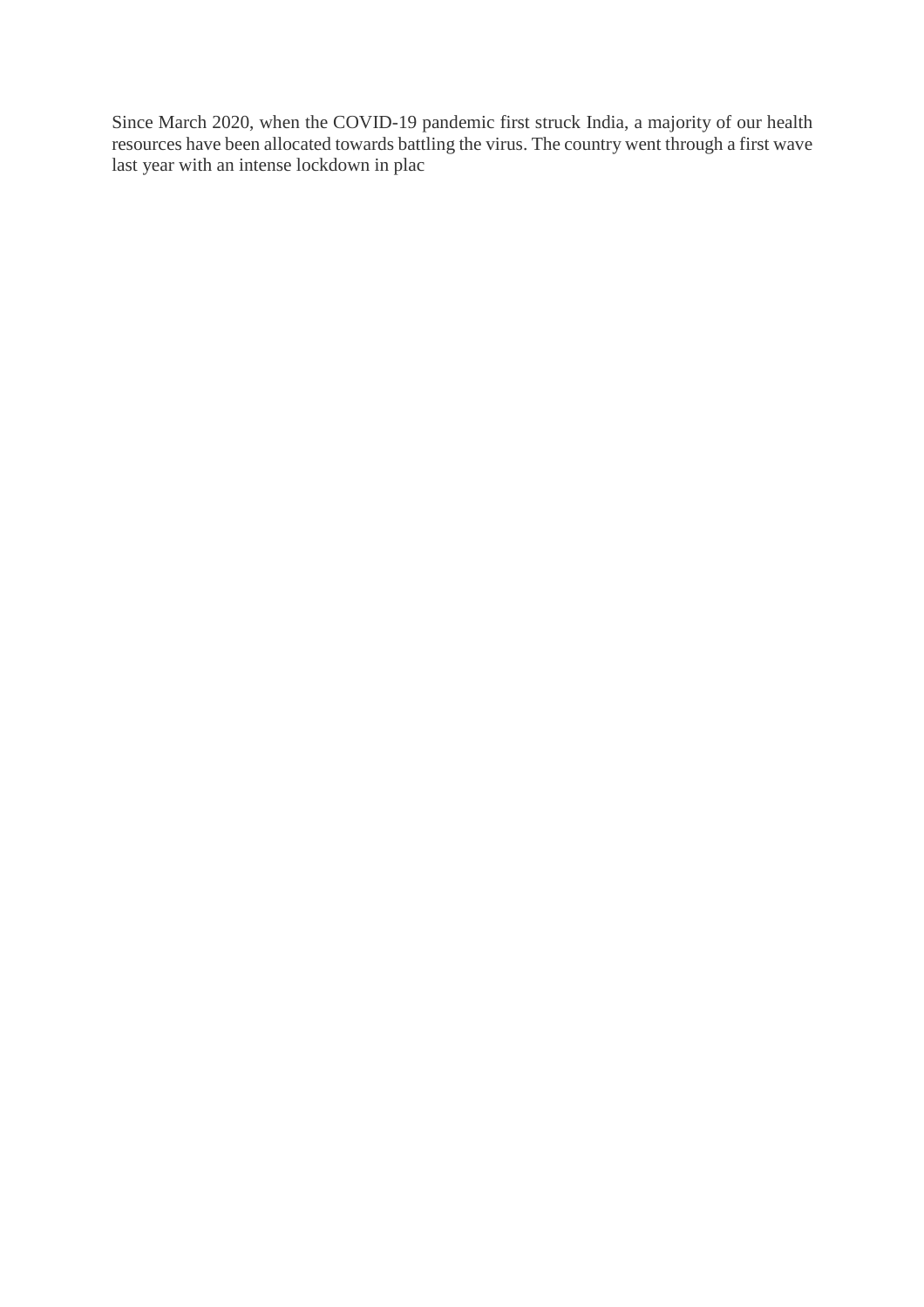Since March 2020, when the COVID-19 pandemic first struck India, a majority of our health resources have been allocated towards battling the virus. The country went through a first wave last year with an intense lockdown in plac